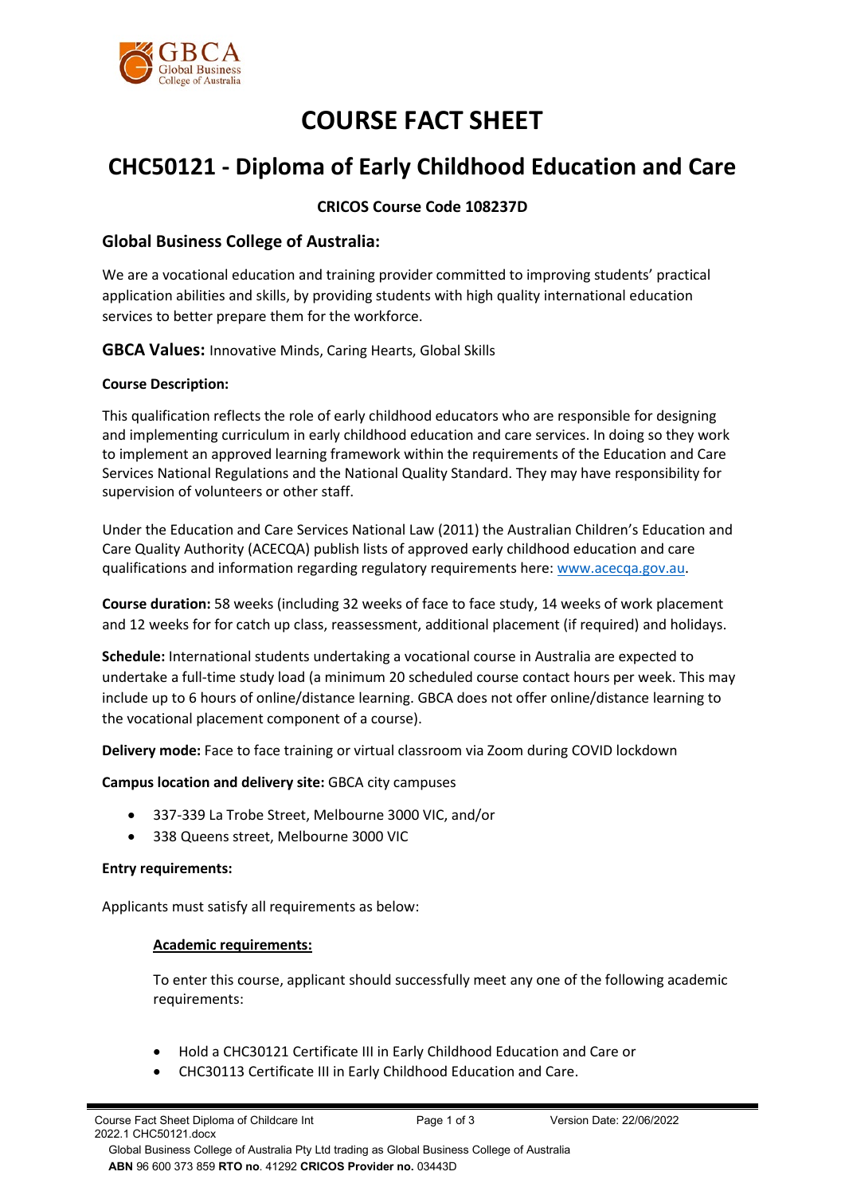# COURSE FACT SHEET

# CHC50121 - Diploma of Early Childhood Education and Care

**CRICOS Course Code 108237D**

## Global Business College of Australia:

We are a vocational education and training provider committed to improving students' practical application abilities and skills, by providing students with high quality international education services to better prepare them for the workforce.

**GBCA Values:** Innovative Minds, Caring Hearts, Global Skills

**Course Description:**

This qualification reflects the role of early childhood educators who are responsible for designing and implementing curriculum in early childhood education and care services. In doing so they work to implement an approved learning framework within the requirements of the Education and Care Services National Regulations and the National Quality Standard. They may have responsibility for supervision of volunteers or other staff.

Under the Education and Care Services National Law (2011) the Australian Children's Education and Care Quality Authority (ACECQA) publish lists of approved early childhood education and care qualifications and information regarding regulatory requirements here: www.acecqa.gov.au.

**Course duration:** 58 weeks (including 32 weeks of face to face study, 14 weeks of work placement and 12 weeks for for catch up class, reassessment, additional placement (if required) and holidays.

**Schedule:** International students undertaking a vocational course in Australia are expected to undertake a full-time study load (a minimum 20 scheduled course contact hours per week. This may include up to 6 hours of online/distance learning. GBCA does not offer online/distance learning to the vocational placement component of a course).

**Delivery mode:** Face to face training or virtual classroom via Zoom during COVID lockdown

**Campus location and delivery site:** GBCA city campuses

- 337-339 La Trobe Street, Melbourne 3000 VIC, and/or
- 338 Queens street, Melbourne 3000 VIC

**Entry requirements:**

Applicants must satisfy all requirements as below:

**Academic requirements:**

To enter this course, applicant should successfully meet any one of the following academic requirements:

- Hold a CHC30121 Certificate III in Early Childhood Education and Care or
- CHC30113 Certificate III in Early Childhood Education and Care.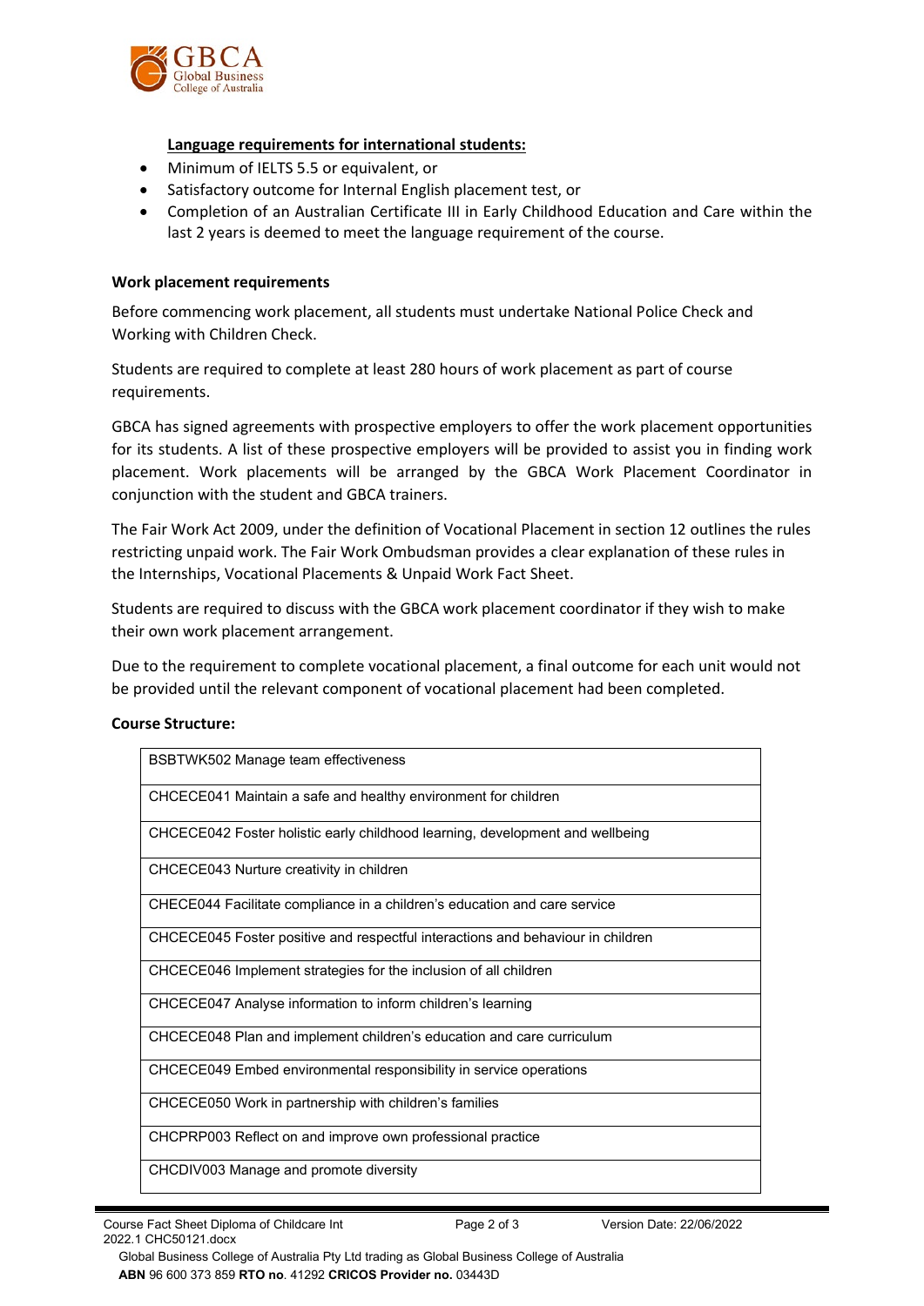**Language requirements for international students:**

- Minimum of IELTS 5.5 or equivalent, or
- Satisfactory outcome for Internal English placement test, or
- Completion of an Australian Certificate III in Early Childhood Education and Care within the last 2 years is deemed to meet the language requirement of the course.

**Work placement requirements**

Before commencing work placement, all students must undertake National Police Check and Working with Children Check.

Students are required to complete at least 280 hours of work placement as part of course requirements.

GBCA has signed agreements with prospective employers to offer the work placement opportunities for its students. A list of these prospective employers will be provided to assist you in finding work placement. Work placements will be arranged by the GBCA Work Placement Coordinator in conjunction with the student and GBCA trainers.

The Fair Work Act 2009, under the definition of Vocational Placement in section 12 outlines the rules restricting unpaid work. The Fair Work Ombudsman provides a clear explanation of these rules in the Internships, Vocational Placements & Unpaid Work Fact Sheet.

Students are required to discuss with the GBCA work placement coordinator if they wish to make their own work placement arrangement.

Due to the requirement to complete vocational placement, a final outcome for each unit would not be provided until the relevant component of vocational placement had been completed.

**Course Structure:**

| |
|---|
| BSBTWK502 Manage team effectiveness |
| CHCECE041 Maintain a safe and healthy environment for children |
| CHCECE042 Foster holistic early childhood learning, development and wellbeing |
| CHCECE043 Nurture creativity in children |
| CHECE044 Facilitate compliance in a children's education and care service |
| CHCECE045 Foster positive and respectful interactions and behaviour in children |
| CHCECE046 Implement strategies for the inclusion of all children |
| CHCECE047 Analyse information to inform children's learning |
| CHCECE048 Plan and implement children's education and care curriculum |
| CHCECE049 Embed environmental responsibility in service operations |
| CHCECE050 Work in partnership with children's families |
| CHCPRP003 Reflect on and improve own professional practice |
| CHCDIV003 Manage and promote diversity |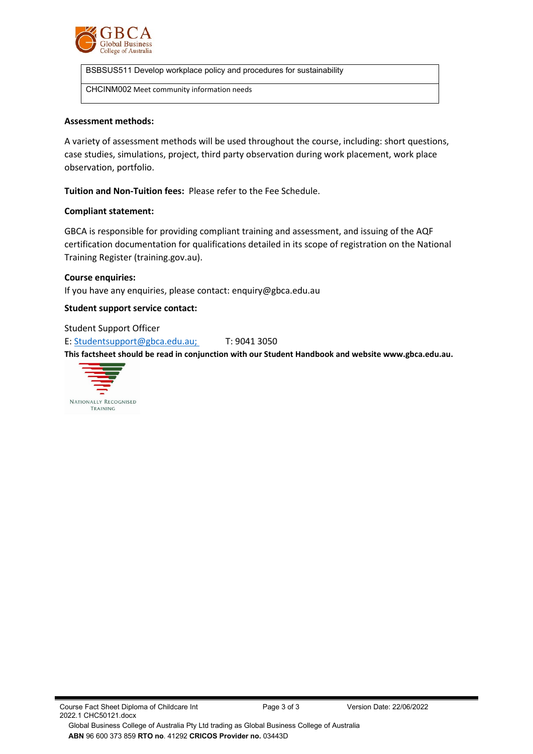| |
|---|
| BSBSUS511 Develop workplace policy and procedures for sustainability |
| CHCINM002 Meet community information needs |

**Assessment methods:**

A variety of assessment methods will be used throughout the course, including: short questions, case studies, simulations, project, third party observation during work placement, work place observation, portfolio.

**Tuition and Non-Tuition fees:** Please refer to the Fee Schedule.

**Compliant statement:**

GBCA is responsible for providing compliant training and assessment, and issuing of the AQF certification documentation for qualifications detailed in its scope of registration on the National Training Register (training.gov.au).

**Course enquiries:**

If you have any enquiries, please contact: enquiry@gbca.edu.au

**Student support service contact:**

Student Support Officer

E: Studentsupport@gbca.edu.au; T: 9041 3050

**This factsheet should be read in conjunction with our Student Handbook and website www.gbca.edu.au.**

Nationally Recognised Training